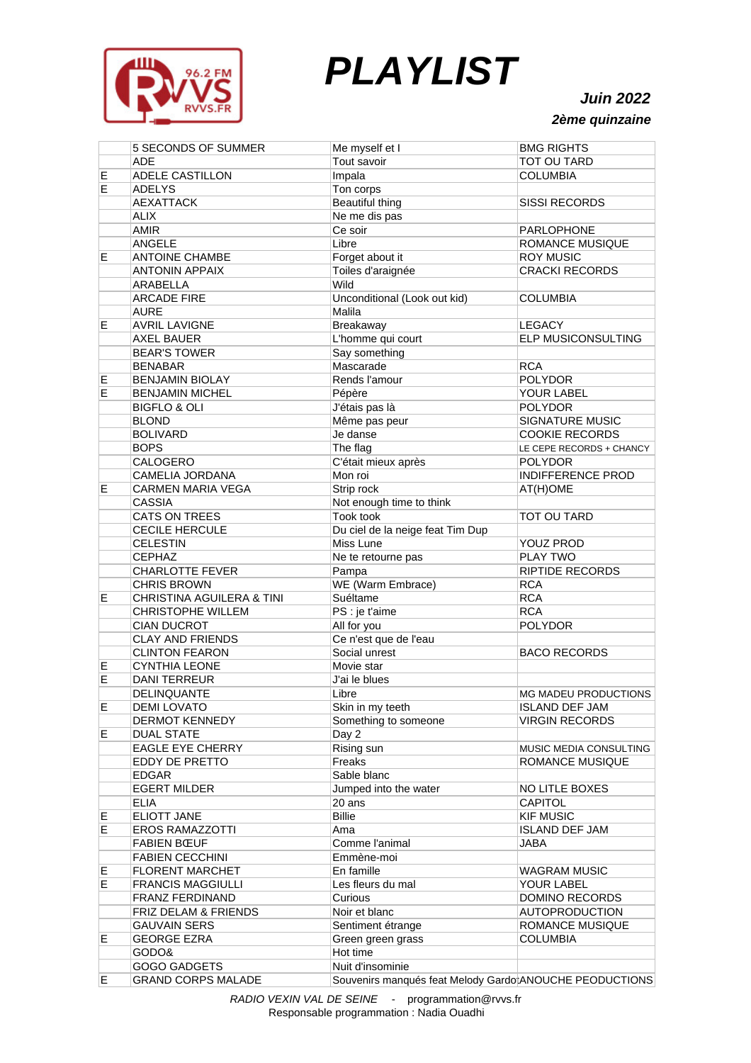# PLAYLIST

***Juin 2022***

***2ème quinzaine***

| | | | |
|---|---|---|---|
| | 5 SECONDS OF SUMMER | Me myself et I | BMG RIGHTS |
| | ADE | Tout savoir | TOT OU TARD |
| E | ADELE CASTILLON | Impala | COLUMBIA |
| E | ADELYS | Ton corps | |
| | AEXATTACK | Beautiful thing | SISSI RECORDS |
| | ALIX | Ne me dis pas | |
| | AMIR | Ce soir | PARLOPHONE |
| | ANGELE | Libre | ROMANCE MUSIQUE |
| E | ANTOINE CHAMBE | Forget about it | ROY MUSIC |
| | ANTONIN APPAIX | Toiles d'araignée | CRACKI RECORDS |
| | ARABELLA | Wild | |
| | ARCADE FIRE | Unconditional (Look out kid) | COLUMBIA |
| | AURE | Malila | |
| E | AVRIL LAVIGNE | Breakaway | LEGACY |
| | AXEL BAUER | L'homme qui court | ELP MUSICONSULTING |
| | BEAR'S TOWER | Say something | |
| | BENABAR | Mascarade | RCA |
| E | BENJAMIN BIOLAY | Rends l'amour | POLYDOR |
| E | BENJAMIN MICHEL | Pépère | YOUR LABEL |
| | BIGFLO & OLI | J'étais pas là | POLYDOR |
| | BLOND | Même pas peur | SIGNATURE MUSIC |
| | BOLIVARD | Je danse | COOKIE RECORDS |
| | BOPS | The flag | LE CEPE RECORDS + CHANCY |
| | CALOGERO | C'était mieux après | POLYDOR |
| | CAMELIA JORDANA | Mon roi | INDIFFERENCE PROD |
| E | CARMEN MARIA VEGA | Strip rock | AT(H)OME |
| | CASSIA | Not enough time to think | |
| | CATS ON TREES | Took took | TOT OU TARD |
| | CECILE HERCULE | Du ciel de la neige feat Tim Dup | |
| | CELESTIN | Miss Lune | YOUZ PROD |
| | CEPHAZ | Ne te retourne pas | PLAY TWO |
| | CHARLOTTE FEVER | Pampa | RIPTIDE RECORDS |
| | CHRIS BROWN | WE (Warm Embrace) | RCA |
| E | CHRISTINA AGUILERA & TINI | Suéltame | RCA |
| | CHRISTOPHE WILLEM | PS : je t'aime | RCA |
| | CIAN DUCROT | All for you | POLYDOR |
| | CLAY AND FRIENDS | Ce n'est que de l'eau | |
| | CLINTON FEARON | Social unrest | BACO RECORDS |
| E | CYNTHIA LEONE | Movie star | |
| E | DANI TERREUR | J'ai le blues | |
| | DELINQUANTE | Libre | MG MADEU PRODUCTIONS |
| E | DEMI LOVATO | Skin in my teeth | ISLAND DEF JAM |
| | DERMOT KENNEDY | Something to someone | VIRGIN RECORDS |
| E | DUAL STATE | Day 2 | |
| | EAGLE EYE CHERRY | Rising sun | MUSIC MEDIA CONSULTING |
| | EDDY DE PRETTO | Freaks | ROMANCE MUSIQUE |
| | EDGAR | Sable blanc | |
| | EGERT MILDER | Jumped into the water | NO LITLE BOXES |
| | ELIA | 20 ans | CAPITOL |
| E | ELIOTT JANE | Billie | KIF MUSIC |
| E | EROS RAMAZZOTTI | Ama | ISLAND DEF JAM |
| | FABIEN BŒUF | Comme l'animal | JABA |
| | FABIEN CECCHINI | Emmène-moi | |
| E | FLORENT MARCHET | En famille | WAGRAM MUSIC |
| E | FRANCIS MAGGIULLI | Les fleurs du mal | YOUR LABEL |
| | FRANZ FERDINAND | Curious | DOMINO RECORDS |
| | FRIZ DELAM & FRIENDS | Noir et blanc | AUTOPRODUCTION |
| | GAUVAIN SERS | Sentiment étrange | ROMANCE MUSIQUE |
| E | GEORGE EZRA | Green green grass | COLUMBIA |
| | GODO& | Hot time | |
| | GOGO GADGETS | Nuit d'insominie | |
| E | GRAND CORPS MALADE | Souvenirs manqués feat Melody Gardot | ANOUCHE PEODUCTIONS |

*RADIO VEXIN VAL DE SEINE* - programmation@rvvs.fr
Responsable programmation : Nadia Ouadhi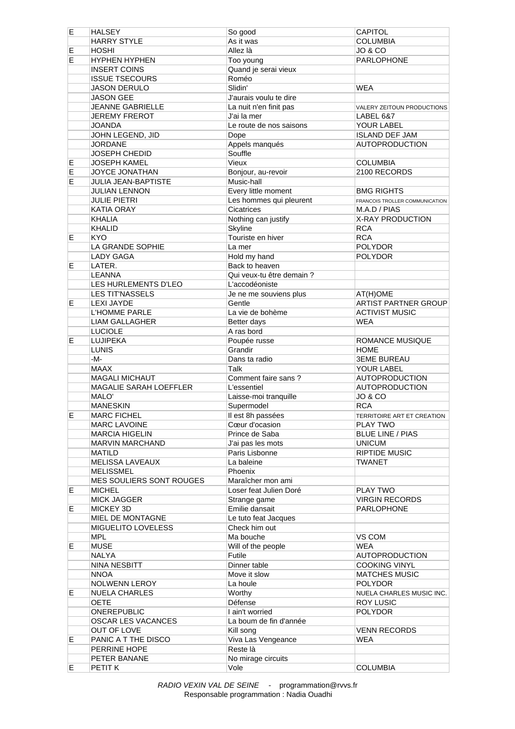| | | | |
|---|---|---|---|
| E | HALSEY | So good | CAPITOL |
| | HARRY STYLE | As it was | COLUMBIA |
| E | HOSHI | Allez là | JO & CO |
| E | HYPHEN HYPHEN | Too young | PARLOPHONE |
| | INSERT COINS | Quand je serai vieux | |
| | ISSUE TSECOURS | Roméo | |
| | JASON DERULO | Slidin' | WEA |
| | JASON GEE | J'aurais voulu te dire | |
| | JEANNE GABRIELLE | La nuit n'en finit pas | VALERY ZEITOUN PRODUCTIONS |
| | JEREMY FREROT | J'ai la mer | LABEL 6&7 |
| | JOANDA | Le route de nos saisons | YOUR LABEL |
| | JOHN LEGEND, JID | Dope | ISLAND DEF JAM |
| | JORDANE | Appels manqués | AUTOPRODUCTION |
| | JOSEPH CHEDID | Souffle | |
| E | JOSEPH KAMEL | Vieux | COLUMBIA |
| E | JOYCE JONATHAN | Bonjour, au-revoir | 2100 RECORDS |
| E | JULIA JEAN-BAPTISTE | Music-hall | |
| | JULIAN LENNON | Every little moment | BMG RIGHTS |
| | JULIE PIETRI | Les hommes qui pleurent | FRANCOIS TROLLER COMMUNICATION |
| | KATIA ORAY | Cicatrices | M.A.D / PIAS |
| | KHALIA | Nothing can justify | X-RAY PRODUCTION |
| | KHALID | Skyline | RCA |
| E | KYO | Touriste en hiver | RCA |
| | LA GRANDE SOPHIE | La mer | POLYDOR |
| | LADY GAGA | Hold my hand | POLYDOR |
| E | LATER. | Back to heaven | |
| | LEANNA | Qui veux-tu être demain ? | |
| | LES HURLEMENTS D'LEO | L'accodéoniste | |
| | LES TIT'NASSELS | Je ne me souviens plus | AT(H)OME |
| E | LEXI JAYDE | Gentle | ARTIST PARTNER GROUP |
| | L'HOMME PARLE | La vie de bohème | ACTIVIST MUSIC |
| | LIAM GALLAGHER | Better days | WEA |
| | LUCIOLE | A ras bord | |
| E | LUJIPEKA | Poupée russe | ROMANCE MUSIQUE |
| | LUNIS | Grandir | HOME |
| | -M- | Dans ta radio | 3EME BUREAU |
| | MAAX | Talk | YOUR LABEL |
| | MAGALI MICHAUT | Comment faire sans ? | AUTOPRODUCTION |
| | MAGALIE SARAH LOEFFLER | L'essentiel | AUTOPRODUCTION |
| | MALO' | Laisse-moi tranquille | JO & CO |
| | MANESKIN | Supermodel | RCA |
| E | MARC FICHEL | Il est 8h passées | TERRITOIRE ART ET CREATION |
| | MARC LAVOINE | Cœur d'ocasion | PLAY TWO |
| | MARCIA HIGELIN | Prince de Saba | BLUE LINE / PIAS |
| | MARVIN MARCHAND | J'ai pas les mots | UNICUM |
| | MATILD | Paris Lisbonne | RIPTIDE MUSIC |
| | MELISSA LAVEAUX | La baleine | TWANET |
| | MELISSMEL | Phoenix | |
| | MES SOULIERS SONT ROUGES | Maraîcher mon ami | |
| E | MICHEL | Loser feat Julien Doré | PLAY TWO |
| | MICK JAGGER | Strange game | VIRGIN RECORDS |
| E | MICKEY 3D | Emilie dansait | PARLOPHONE |
| | MIEL DE MONTAGNE | Le tuto feat Jacques | |
| | MIGUELITO LOVELESS | Check him out | |
| | MPL | Ma bouche | VS COM |
| E | MUSE | Will of the people | WEA |
| | NALYA | Futile | AUTOPRODUCTION |
| | NINA NESBITT | Dinner table | COOKING VINYL |
| | NNOA | Move it slow | MATCHES MUSIC |
| | NOLWENN LEROY | La houle | POLYDOR |
| E | NUELA CHARLES | Worthy | NUELA CHARLES MUSIC INC. |
| | OETE | Défense | ROY LUSIC |
| | ONEREPUBLIC | I ain't worried | POLYDOR |
| | OSCAR LES VACANCES | La boum de fin d'année | |
| | OUT OF LOVE | Kill song | VENN RECORDS |
| E | PANIC A T THE DISCO | Viva Las Vengeance | WEA |
| | PERRINE HOPE | Reste là | |
| | PETER BANANE | No mirage circuits | |
| E | PETIT K | Vole | COLUMBIA |

*RADIO VEXIN VAL DE SEINE* - programmation@rvvs.fr
Responsable programmation : Nadia Ouadhi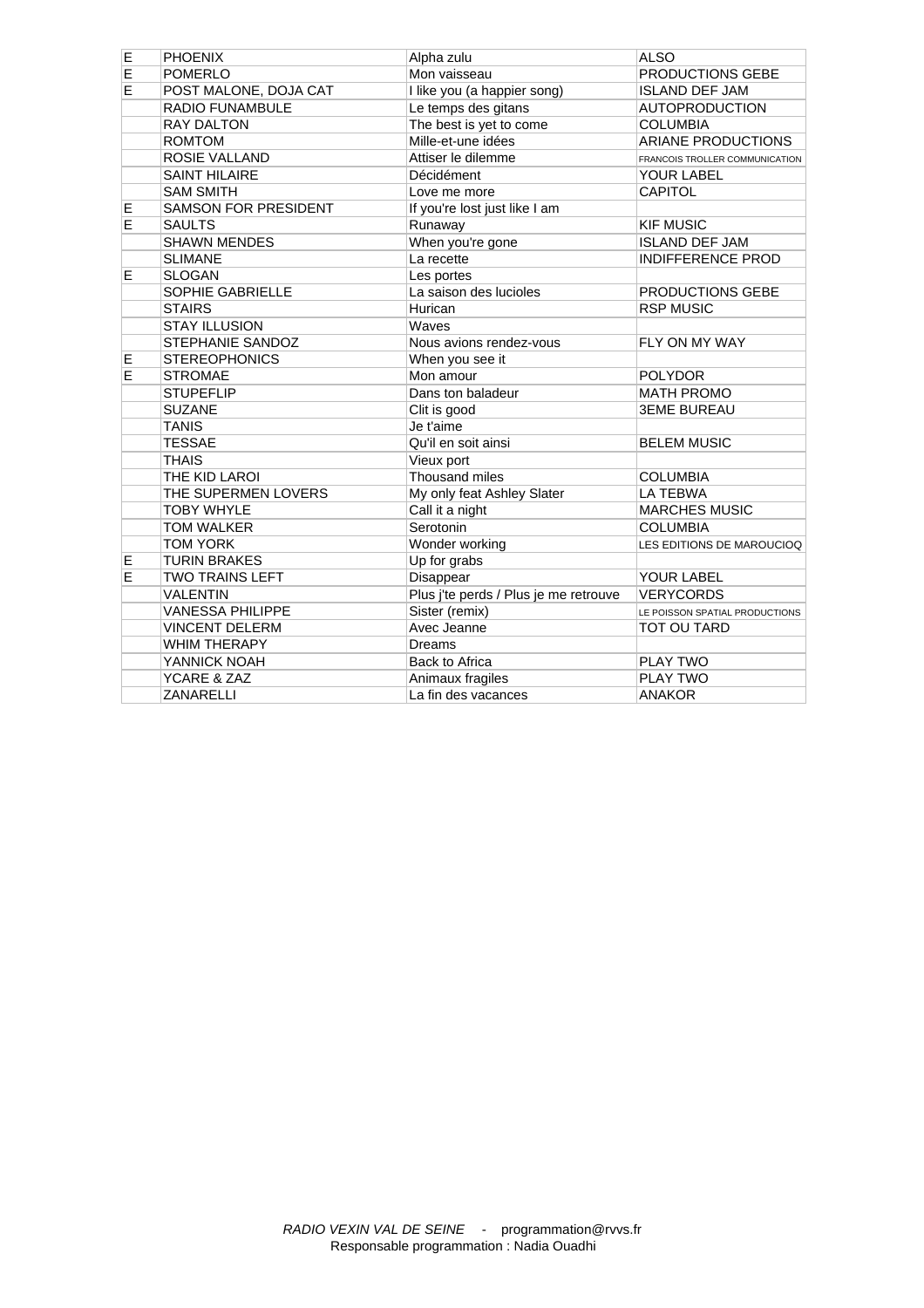| | | | |
|---|---|---|---|
| E | PHOENIX | Alpha zulu | ALSO |
| E | POMERLO | Mon vaisseau | PRODUCTIONS GEBE |
| E | POST MALONE, DOJA CAT | I like you (a happier song) | ISLAND DEF JAM |
| | RADIO FUNAMBULE | Le temps des gitans | AUTOPRODUCTION |
| | RAY DALTON | The best is yet to come | COLUMBIA |
| | ROMTOM | Mille-et-une idées | ARIANE PRODUCTIONS |
| | ROSIE VALLAND | Attiser le dilemme | FRANCOIS TROLLER COMMUNICATION |
| | SAINT HILAIRE | Décidément | YOUR LABEL |
| | SAM SMITH | Love me more | CAPITOL |
| E | SAMSON FOR PRESIDENT | If you're lost just like I am | |
| E | SAULTS | Runaway | KIF MUSIC |
| | SHAWN MENDES | When you're gone | ISLAND DEF JAM |
| | SLIMANE | La recette | INDIFFERENCE PROD |
| E | SLOGAN | Les portes | |
| | SOPHIE GABRIELLE | La saison des lucioles | PRODUCTIONS GEBE |
| | STAIRS | Hurican | RSP MUSIC |
| | STAY ILLUSION | Waves | |
| | STEPHANIE SANDOZ | Nous avions rendez-vous | FLY ON MY WAY |
| E | STEREOPHONICS | When you see it | |
| E | STROMAE | Mon amour | POLYDOR |
| | STUPEFLIP | Dans ton baladeur | MATH PROMO |
| | SUZANE | Clit is good | 3EME BUREAU |
| | TANIS | Je t'aime | |
| | TESSAE | Qu'il en soit ainsi | BELEM MUSIC |
| | THAIS | Vieux port | |
| | THE KID LAROI | Thousand miles | COLUMBIA |
| | THE SUPERMEN LOVERS | My only feat Ashley Slater | LA TEBWA |
| | TOBY WHYLE | Call it a night | MARCHES MUSIC |
| | TOM WALKER | Serotonin | COLUMBIA |
| | TOM YORK | Wonder working | LES EDITIONS DE MAROUCIOQ |
| E | TURIN BRAKES | Up for grabs | |
| E | TWO TRAINS LEFT | Disappear | YOUR LABEL |
| | VALENTIN | Plus j'te perds / Plus je me retrouve | VERYCORDS |
| | VANESSA PHILIPPE | Sister (remix) | LE POISSON SPATIAL PRODUCTIONS |
| | VINCENT DELERM | Avec Jeanne | TOT OU TARD |
| | WHIM THERAPY | Dreams | |
| | YANNICK NOAH | Back to Africa | PLAY TWO |
| | YCARE & ZAZ | Animaux fragiles | PLAY TWO |
| | ZANARELLI | La fin des vacances | ANAKOR |

*RADIO VEXIN VAL DE SEINE* - programmation@rvvs.fr
Responsable programmation : Nadia Ouadhi